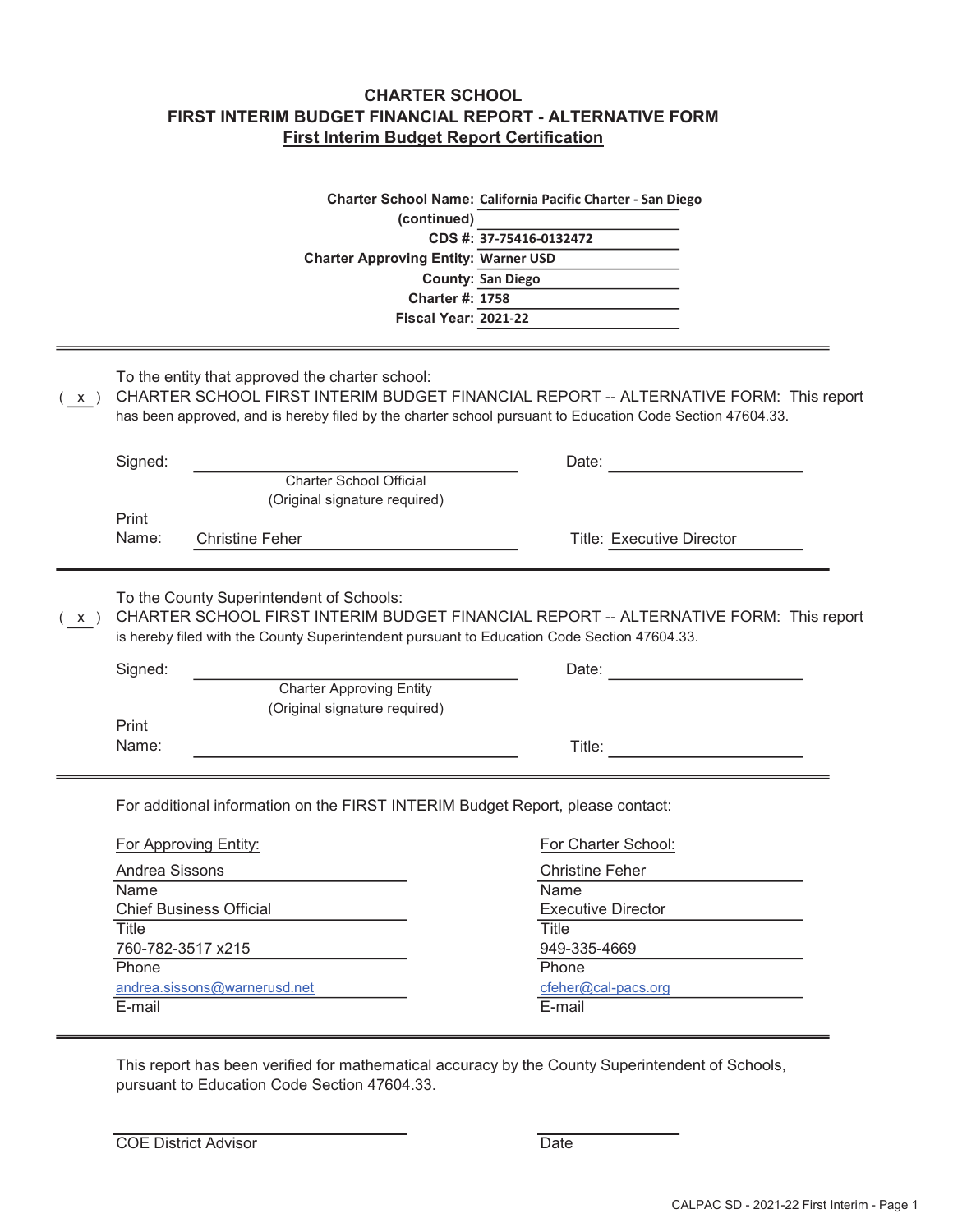# CHARTER SCHOOL
## FIRST INTERIM BUDGET FINANCIAL REPORT - ALTERNATIVE FORM
### First Interim Budget Report Certification

**Charter School Name:** California Pacific Charter - San Diego
**(continued)**
**CDS #:** 37-75416-0132472
**Charter Approving Entity:** Warner USD
**County:** San Diego
**Charter #:** 1758
**Fiscal Year:** 2021-22

---

To the entity that approved the charter school:

( x ) CHARTER SCHOOL FIRST INTERIM BUDGET FINANCIAL REPORT -- ALTERNATIVE FORM: This report has been approved, and is hereby filed by the charter school pursuant to Education Code Section 47604.33.

Signed: ______________________ Date: ______________________
Charter School Official
(Original signature required)

Print Name: Christine Feher Title: Executive Director

---

To the County Superintendent of Schools:

( x ) CHARTER SCHOOL FIRST INTERIM BUDGET FINANCIAL REPORT -- ALTERNATIVE FORM: This report is hereby filed with the County Superintendent pursuant to Education Code Section 47604.33.

Signed: ______________________ Date: ______________________
Charter Approving Entity
(Original signature required)

Print Name: ______________________ Title: ______________________

---

For additional information on the FIRST INTERIM Budget Report, please contact:

| For Approving Entity: | For Charter School: |
|---|---|
| Andrea Sissons | Christine Feher |
| Name | Name |
| Chief Business Official | Executive Director |
| Title | Title |
| 760-782-3517 x215 | 949-335-4669 |
| Phone | Phone |
| andrea.sissons@warnerusd.net | cfeher@cal-pacs.org |
| E-mail | E-mail |

---

This report has been verified for mathematical accuracy by the County Superintendent of Schools, pursuant to Education Code Section 47604.33.

______________________ ______________________
COE District Advisor Date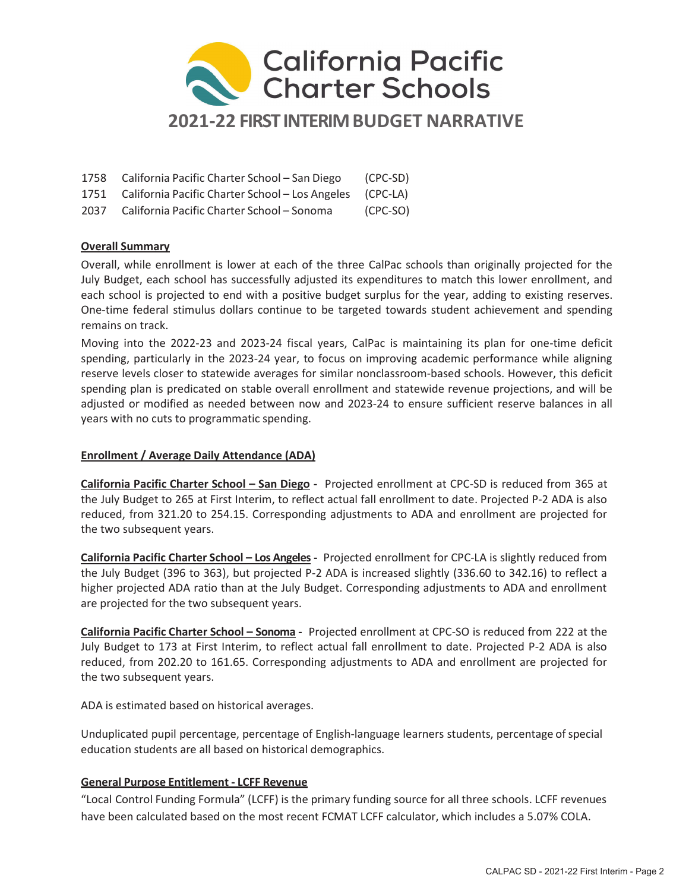California Pacific Charter Schools

# 2021-22 FIRST INTERIM BUDGET NARRATIVE

| | | |
|---|---|---|
| 1758 | California Pacific Charter School – San Diego | (CPC-SD) |
| 1751 | California Pacific Charter School – Los Angeles | (CPC-LA) |
| 2037 | California Pacific Charter School – Sonoma | (CPC-SO) |

## Overall Summary

Overall, while enrollment is lower at each of the three CalPac schools than originally projected for the July Budget, each school has successfully adjusted its expenditures to match this lower enrollment, and each school is projected to end with a positive budget surplus for the year, adding to existing reserves. One-time federal stimulus dollars continue to be targeted towards student achievement and spending remains on track.

Moving into the 2022-23 and 2023-24 fiscal years, CalPac is maintaining its plan for one-time deficit spending, particularly in the 2023-24 year, to focus on improving academic performance while aligning reserve levels closer to statewide averages for similar nonclassroom-based schools. However, this deficit spending plan is predicated on stable overall enrollment and statewide revenue projections, and will be adjusted or modified as needed between now and 2023-24 to ensure sufficient reserve balances in all years with no cuts to programmatic spending.

## Enrollment / Average Daily Attendance (ADA)

**California Pacific Charter School – San Diego -** Projected enrollment at CPC-SD is reduced from 365 at the July Budget to 265 at First Interim, to reflect actual fall enrollment to date. Projected P-2 ADA is also reduced, from 321.20 to 254.15. Corresponding adjustments to ADA and enrollment are projected for the two subsequent years.

**California Pacific Charter School – Los Angeles -** Projected enrollment for CPC-LA is slightly reduced from the July Budget (396 to 363), but projected P-2 ADA is increased slightly (336.60 to 342.16) to reflect a higher projected ADA ratio than at the July Budget. Corresponding adjustments to ADA and enrollment are projected for the two subsequent years.

**California Pacific Charter School – Sonoma -** Projected enrollment at CPC-SO is reduced from 222 at the July Budget to 173 at First Interim, to reflect actual fall enrollment to date. Projected P-2 ADA is also reduced, from 202.20 to 161.65. Corresponding adjustments to ADA and enrollment are projected for the two subsequent years.

ADA is estimated based on historical averages.

Unduplicated pupil percentage, percentage of English-language learners students, percentage of special education students are all based on historical demographics.

## General Purpose Entitlement - LCFF Revenue

“Local Control Funding Formula” (LCFF) is the primary funding source for all three schools. LCFF revenues have been calculated based on the most recent FCMAT LCFF calculator, which includes a 5.07% COLA.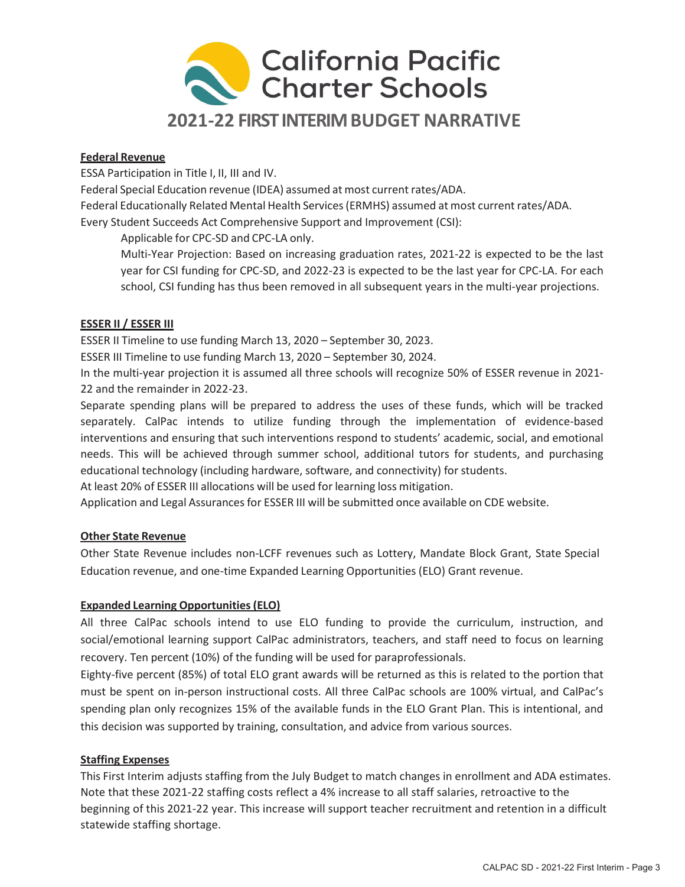# California Pacific Charter Schools

## 2021-22 FIRST INTERIM BUDGET NARRATIVE

**Federal Revenue**

ESSA Participation in Title I, II, III and IV.

Federal Special Education revenue (IDEA) assumed at most current rates/ADA.

Federal Educationally Related Mental Health Services (ERMHS) assumed at most current rates/ADA.

Every Student Succeeds Act Comprehensive Support and Improvement (CSI):

> Applicable for CPC-SD and CPC-LA only.
>
> Multi-Year Projection: Based on increasing graduation rates, 2021-22 is expected to be the last year for CSI funding for CPC-SD, and 2022-23 is expected to be the last year for CPC-LA. For each school, CSI funding has thus been removed in all subsequent years in the multi-year projections.

**ESSER II / ESSER III**

ESSER II Timeline to use funding March 13, 2020 – September 30, 2023.

ESSER III Timeline to use funding March 13, 2020 – September 30, 2024.

In the multi-year projection it is assumed all three schools will recognize 50% of ESSER revenue in 2021-22 and the remainder in 2022-23.

Separate spending plans will be prepared to address the uses of these funds, which will be tracked separately. CalPac intends to utilize funding through the implementation of evidence-based interventions and ensuring that such interventions respond to students' academic, social, and emotional needs. This will be achieved through summer school, additional tutors for students, and purchasing educational technology (including hardware, software, and connectivity) for students.

At least 20% of ESSER III allocations will be used for learning loss mitigation.

Application and Legal Assurances for ESSER III will be submitted once available on CDE website.

**Other State Revenue**

Other State Revenue includes non-LCFF revenues such as Lottery, Mandate Block Grant, State Special Education revenue, and one-time Expanded Learning Opportunities (ELO) Grant revenue.

**Expanded Learning Opportunities (ELO)**

All three CalPac schools intend to use ELO funding to provide the curriculum, instruction, and social/emotional learning support CalPac administrators, teachers, and staff need to focus on learning recovery. Ten percent (10%) of the funding will be used for paraprofessionals.

Eighty-five percent (85%) of total ELO grant awards will be returned as this is related to the portion that must be spent on in-person instructional costs. All three CalPac schools are 100% virtual, and CalPac's spending plan only recognizes 15% of the available funds in the ELO Grant Plan. This is intentional, and this decision was supported by training, consultation, and advice from various sources.

**Staffing Expenses**

This First Interim adjusts staffing from the July Budget to match changes in enrollment and ADA estimates. Note that these 2021-22 staffing costs reflect a 4% increase to all staff salaries, retroactive to the beginning of this 2021-22 year. This increase will support teacher recruitment and retention in a difficult statewide staffing shortage.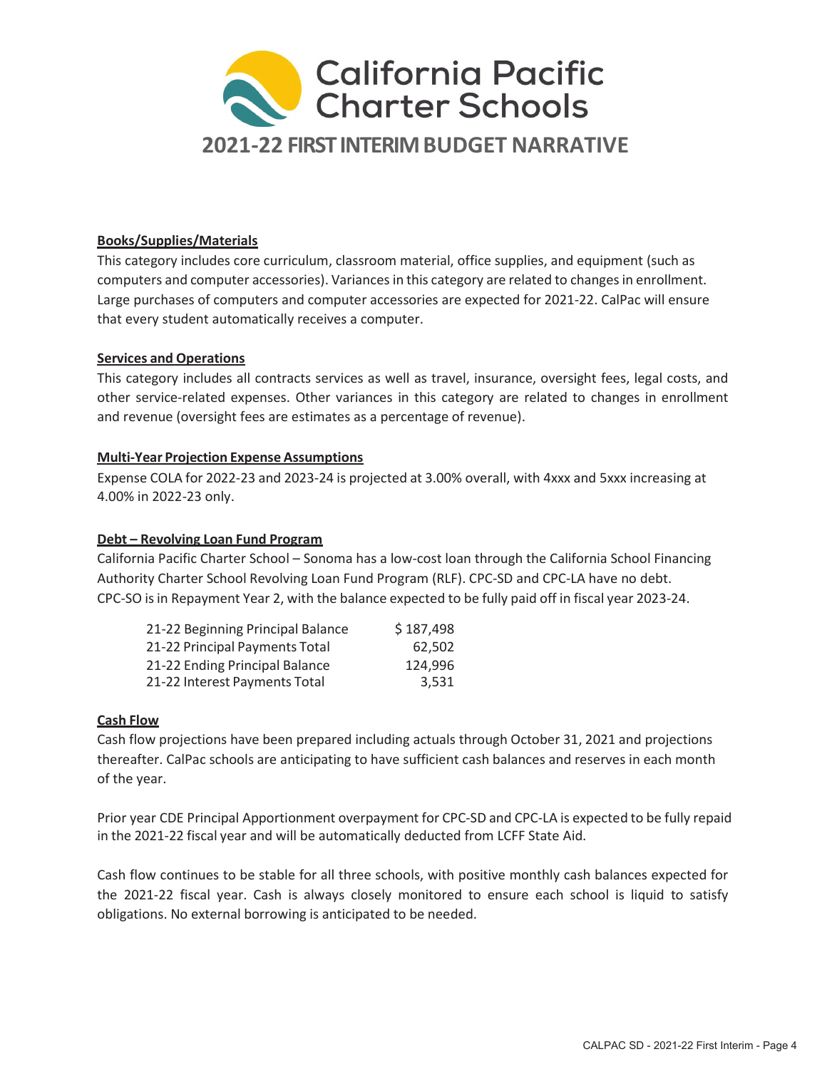# California Pacific Charter Schools

## 2021-22 FIRST INTERIM BUDGET NARRATIVE

**Books/Supplies/Materials**

This category includes core curriculum, classroom material, office supplies, and equipment (such as computers and computer accessories). Variances in this category are related to changes in enrollment. Large purchases of computers and computer accessories are expected for 2021-22. CalPac will ensure that every student automatically receives a computer.

**Services and Operations**

This category includes all contracts services as well as travel, insurance, oversight fees, legal costs, and other service-related expenses. Other variances in this category are related to changes in enrollment and revenue (oversight fees are estimates as a percentage of revenue).

**Multi-Year Projection Expense Assumptions**

Expense COLA for 2022-23 and 2023-24 is projected at 3.00% overall, with 4xxx and 5xxx increasing at 4.00% in 2022-23 only.

**Debt – Revolving Loan Fund Program**

California Pacific Charter School – Sonoma has a low-cost loan through the California School Financing Authority Charter School Revolving Loan Fund Program (RLF). CPC-SD and CPC-LA have no debt. CPC-SO is in Repayment Year 2, with the balance expected to be fully paid off in fiscal year 2023-24.

| | |
|---|---|
| 21-22 Beginning Principal Balance | $ 187,498 |
| 21-22 Principal Payments Total | 62,502 |
| 21-22 Ending Principal Balance | 124,996 |
| 21-22 Interest Payments Total | 3,531 |

**Cash Flow**

Cash flow projections have been prepared including actuals through October 31, 2021 and projections thereafter. CalPac schools are anticipating to have sufficient cash balances and reserves in each month of the year.

Prior year CDE Principal Apportionment overpayment for CPC-SD and CPC-LA is expected to be fully repaid in the 2021-22 fiscal year and will be automatically deducted from LCFF State Aid.

Cash flow continues to be stable for all three schools, with positive monthly cash balances expected for the 2021-22 fiscal year. Cash is always closely monitored to ensure each school is liquid to satisfy obligations. No external borrowing is anticipated to be needed.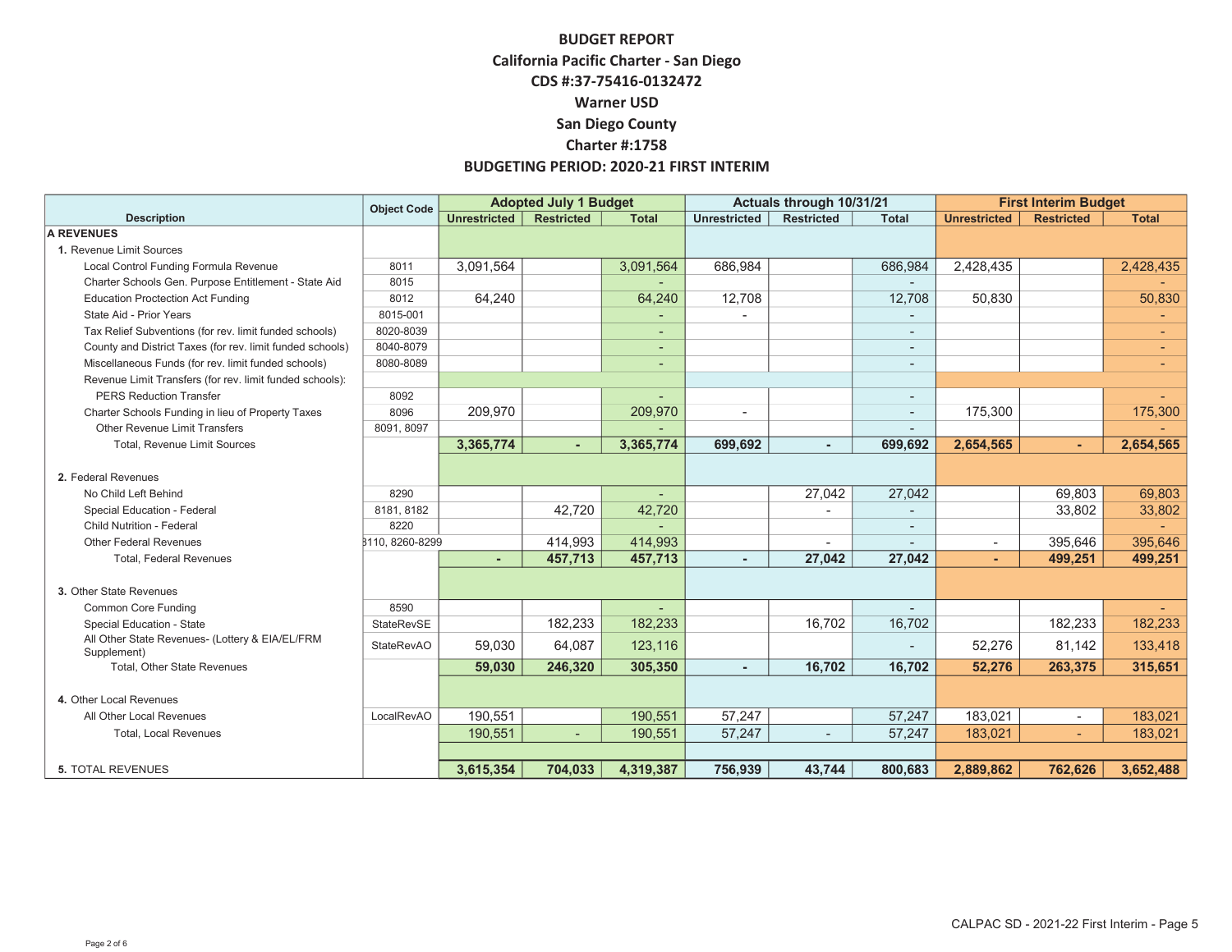# BUDGET REPORT

## California Pacific Charter - San Diego

## CDS #:37-75416-0132472

## Warner USD

## San Diego County

## Charter #:1758

## BUDGETING PERIOD: 2020-21 FIRST INTERIM

| Description | Object Code | Adopted July 1 Budget | | | Actuals through 10/31/21 | | | First Interim Budget | | |
|---|---|---|---|---|---|---|---|---|---|---|
| | | Unrestricted | Restricted | Total | Unrestricted | Restricted | Total | Unrestricted | Restricted | Total |
| **A REVENUES** | | | | | | | | | | |
| 1. Revenue Limit Sources | | | | | | | | | | |
| Local Control Funding Formula Revenue | 8011 | 3,091,564 | | 3,091,564 | 686,984 | | 686,984 | 2,428,435 | | 2,428,435 |
| Charter Schools Gen. Purpose Entitlement - State Aid | 8015 | | | - | | | - | | | - |
| Education Proctection Act Funding | 8012 | 64,240 | | 64,240 | 12,708 | | 12,708 | 50,830 | | 50,830 |
| State Aid - Prior Years | 8015-001 | | | - | - | | - | | | - |
| Tax Relief Subventions (for rev. limit funded schools) | 8020-8039 | | | - | | | - | | | - |
| County and District Taxes (for rev. limit funded schools) | 8040-8079 | | | - | | | - | | | - |
| Miscellaneous Funds (for rev. limit funded schools) | 8080-8089 | | | - | | | - | | | - |
| Revenue Limit Transfers (for rev. limit funded schools): | | | | | | | | | | |
| PERS Reduction Transfer | 8092 | | | - | | | - | | | - |
| Charter Schools Funding in lieu of Property Taxes | 8096 | 209,970 | | 209,970 | - | | - | 175,300 | | 175,300 |
| Other Revenue Limit Transfers | 8091, 8097 | | | - | | | - | | | - |
| Total, Revenue Limit Sources | | **3,365,774** | **-** | **3,365,774** | **699,692** | **-** | **699,692** | **2,654,565** | **-** | **2,654,565** |
| 2. Federal Revenues | | | | | | | | | | |
| No Child Left Behind | 8290 | | | - | | 27,042 | 27,042 | | 69,803 | 69,803 |
| Special Education - Federal | 8181, 8182 | | 42,720 | 42,720 | | - | - | | 33,802 | 33,802 |
| Child Nutrition - Federal | 8220 | | | - | | | - | | | - |
| Other Federal Revenues | 8110, 8260-8299 | | 414,993 | 414,993 | | - | - | - | 395,646 | 395,646 |
| Total, Federal Revenues | | **-** | **457,713** | **457,713** | **-** | **27,042** | **27,042** | **-** | **499,251** | **499,251** |
| 3. Other State Revenues | | | | | | | | | | |
| Common Core Funding | 8590 | | | - | | | - | | | - |
| Special Education - State | StateRevSE | | 182,233 | 182,233 | | 16,702 | 16,702 | | 182,233 | 182,233 |
| All Other State Revenues- (Lottery & EIA/EL/FRM Supplement) | StateRevAO | 59,030 | 64,087 | 123,116 | | | - | 52,276 | 81,142 | 133,418 |
| Total, Other State Revenues | | **59,030** | **246,320** | **305,350** | **-** | **16,702** | **16,702** | **52,276** | **263,375** | **315,651** |
| 4. Other Local Revenues | | | | | | | | | | |
| All Other Local Revenues | LocalRevAO | 190,551 | | 190,551 | 57,247 | | 57,247 | 183,021 | - | 183,021 |
| Total, Local Revenues | | 190,551 | - | 190,551 | 57,247 | - | 57,247 | 183,021 | - | 183,021 |
| 5. TOTAL REVENUES | | **3,615,354** | **704,033** | **4,319,387** | **756,939** | **43,744** | **800,683** | **2,889,862** | **762,626** | **3,652,488** |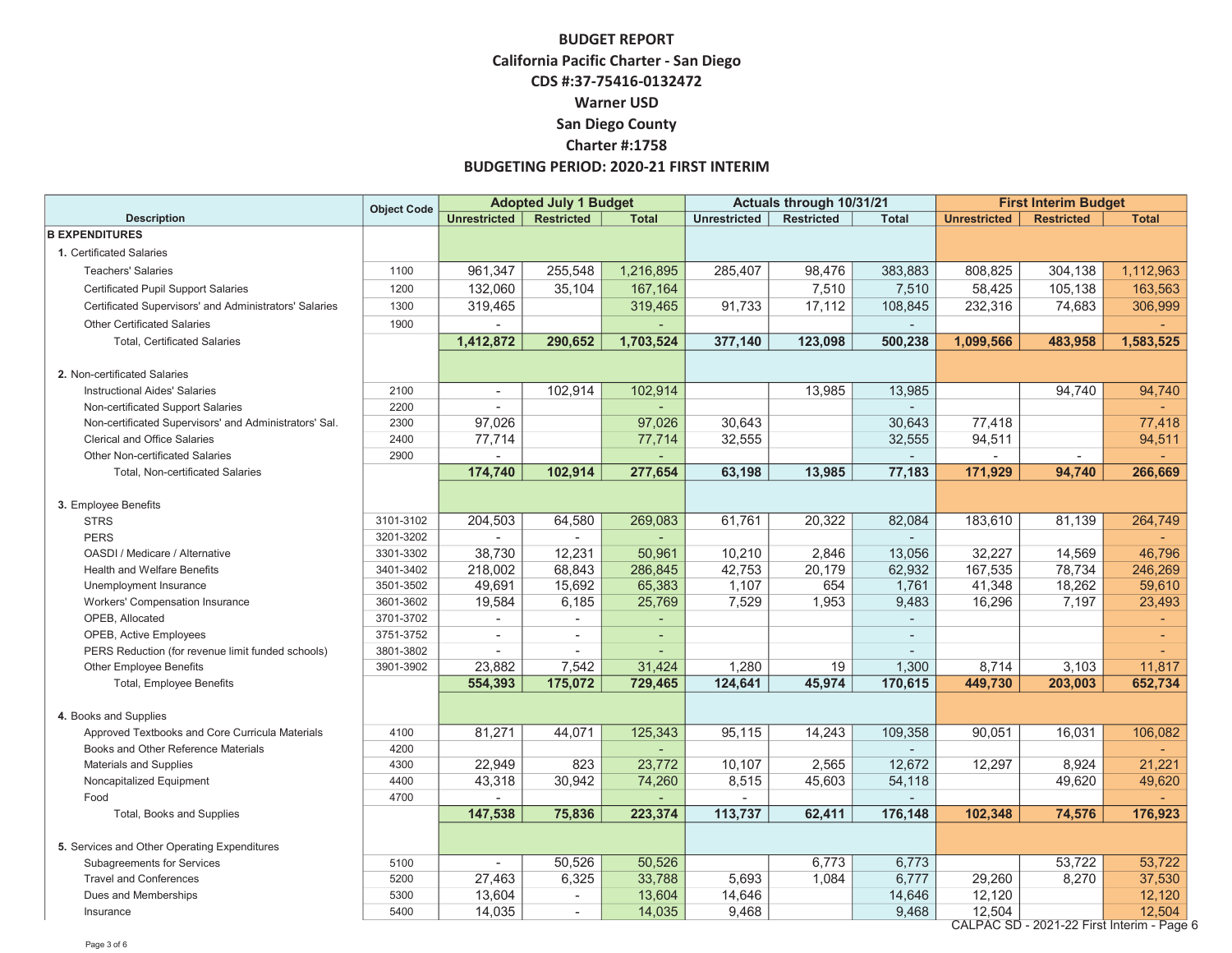# BUDGET REPORT

## California Pacific Charter - San Diego

**CDS #:37-75416-0132472**

**Warner USD**

**San Diego County**

**Charter #:1758**

**BUDGETING PERIOD: 2020-21 FIRST INTERIM**

| Description | Object Code | Adopted July 1 Budget | | | Actuals through 10/31/21 | | | First Interim Budget | | |
|---|---|---|---|---|---|---|---|---|---|---|
| | | Unrestricted | Restricted | Total | Unrestricted | Restricted | Total | Unrestricted | Restricted | Total |
| **B EXPENDITURES** | | | | | | | | | | |
| 1. Certificated Salaries | | | | | | | | | | |
| Teachers' Salaries | 1100 | 961,347 | 255,548 | 1,216,895 | 285,407 | 98,476 | 383,883 | 808,825 | 304,138 | 1,112,963 |
| Certificated Pupil Support Salaries | 1200 | 132,060 | 35,104 | 167,164 | | 7,510 | 7,510 | 58,425 | 105,138 | 163,563 |
| Certificated Supervisors' and Administrators' Salaries | 1300 | 319,465 | | 319,465 | 91,733 | 17,112 | 108,845 | 232,316 | 74,683 | 306,999 |
| Other Certificated Salaries | 1900 | - | | - | | | - | | | - |
| Total, Certificated Salaries | | **1,412,872** | **290,652** | **1,703,524** | **377,140** | **123,098** | **500,238** | **1,099,566** | **483,958** | **1,583,525** |
| 2. Non-certificated Salaries | | | | | | | | | | |
| Instructional Aides' Salaries | 2100 | - | 102,914 | 102,914 | | 13,985 | 13,985 | | 94,740 | 94,740 |
| Non-certificated Support Salaries | 2200 | - | | - | | | - | | | - |
| Non-certificated Supervisors' and Administrators' Sal. | 2300 | 97,026 | | 97,026 | 30,643 | | 30,643 | 77,418 | | 77,418 |
| Clerical and Office Salaries | 2400 | 77,714 | | 77,714 | 32,555 | | 32,555 | 94,511 | | 94,511 |
| Other Non-certificated Salaries | 2900 | - | | - | | | - | - | - | - |
| Total, Non-certificated Salaries | | **174,740** | **102,914** | **277,654** | **63,198** | **13,985** | **77,183** | **171,929** | **94,740** | **266,669** |
| 3. Employee Benefits | | | | | | | | | | |
| STRS | 3101-3102 | 204,503 | 64,580 | 269,083 | 61,761 | 20,322 | 82,084 | 183,610 | 81,139 | 264,749 |
| PERS | 3201-3202 | - | - | - | | | - | | | - |
| OASDI / Medicare / Alternative | 3301-3302 | 38,730 | 12,231 | 50,961 | 10,210 | 2,846 | 13,056 | 32,227 | 14,569 | 46,796 |
| Health and Welfare Benefits | 3401-3402 | 218,002 | 68,843 | 286,845 | 42,753 | 20,179 | 62,932 | 167,535 | 78,734 | 246,269 |
| Unemployment Insurance | 3501-3502 | 49,691 | 15,692 | 65,383 | 1,107 | 654 | 1,761 | 41,348 | 18,262 | 59,610 |
| Workers' Compensation Insurance | 3601-3602 | 19,584 | 6,185 | 25,769 | 7,529 | 1,953 | 9,483 | 16,296 | 7,197 | 23,493 |
| OPEB, Allocated | 3701-3702 | - | - | - | | | - | | | - |
| OPEB, Active Employees | 3751-3752 | - | - | - | | | - | | | - |
| PERS Reduction (for revenue limit funded schools) | 3801-3802 | - | - | - | | | - | | | - |
| Other Employee Benefits | 3901-3902 | 23,882 | 7,542 | 31,424 | 1,280 | 19 | 1,300 | 8,714 | 3,103 | 11,817 |
| Total, Employee Benefits | | **554,393** | **175,072** | **729,465** | **124,641** | **45,974** | **170,615** | **449,730** | **203,003** | **652,734** |
| 4. Books and Supplies | | | | | | | | | | |
| Approved Textbooks and Core Curricula Materials | 4100 | 81,271 | 44,071 | 125,343 | 95,115 | 14,243 | 109,358 | 90,051 | 16,031 | 106,082 |
| Books and Other Reference Materials | 4200 | | | - | | | - | | | - |
| Materials and Supplies | 4300 | 22,949 | 823 | 23,772 | 10,107 | 2,565 | 12,672 | 12,297 | 8,924 | 21,221 |
| Noncapitalized Equipment | 4400 | 43,318 | 30,942 | 74,260 | 8,515 | 45,603 | 54,118 | | 49,620 | 49,620 |
| Food | 4700 | - | | - | - | | - | | | - |
| Total, Books and Supplies | | **147,538** | **75,836** | **223,374** | **113,737** | **62,411** | **176,148** | **102,348** | **74,576** | **176,923** |
| 5. Services and Other Operating Expenditures | | | | | | | | | | |
| Subagreements for Services | 5100 | - | 50,526 | 50,526 | | 6,773 | 6,773 | | 53,722 | 53,722 |
| Travel and Conferences | 5200 | 27,463 | 6,325 | 33,788 | 5,693 | 1,084 | 6,777 | 29,260 | 8,270 | 37,530 |
| Dues and Memberships | 5300 | 13,604 | - | 13,604 | 14,646 | | 14,646 | 12,120 | | 12,120 |
| Insurance | 5400 | 14,035 | - | 14,035 | 9,468 | | 9,468 | 12,504 | | 12,504 |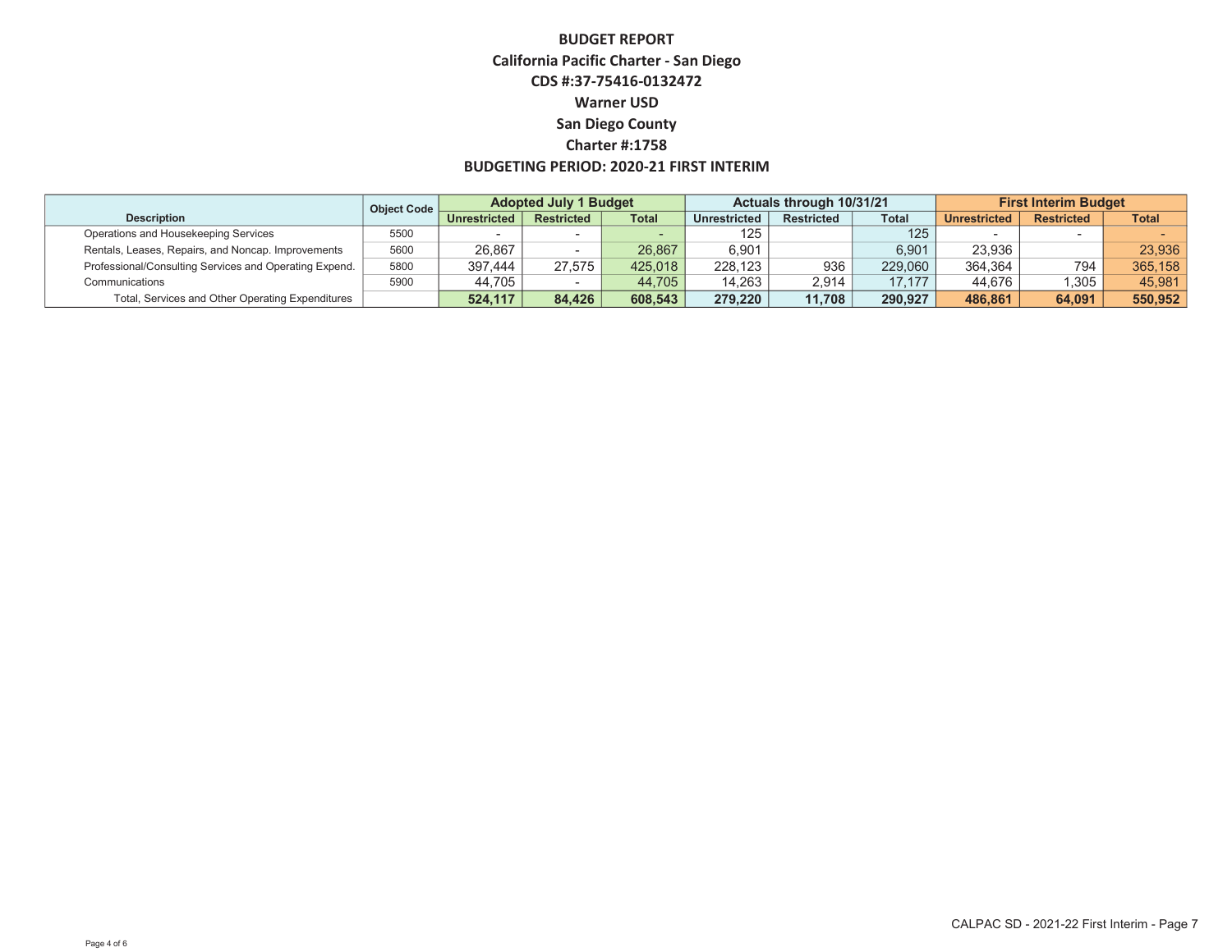**BUDGET REPORT**

**California Pacific Charter - San Diego**

**CDS #:37-75416-0132472**

**Warner USD**

**San Diego County**

**Charter #:1758**

**BUDGETING PERIOD: 2020-21 FIRST INTERIM**

| Description | Object Code | Adopted July 1 Budget | | | Actuals through 10/31/21 | | | First Interim Budget | | |
|---|---|---|---|---|---|---|---|---|---|---|
| | | Unrestricted | Restricted | Total | Unrestricted | Restricted | Total | Unrestricted | Restricted | Total |
| Operations and Housekeeping Services | 5500 | - | - | - | 125 | | 125 | - | - | - |
| Rentals, Leases, Repairs, and Noncap. Improvements | 5600 | 26,867 | - | 26,867 | 6,901 | | 6,901 | 23,936 | | 23,936 |
| Professional/Consulting Services and Operating Expend. | 5800 | 397,444 | 27,575 | 425,018 | 228,123 | 936 | 229,060 | 364,364 | 794 | 365,158 |
| Communications | 5900 | 44,705 | - | 44,705 | 14,263 | 2,914 | 17,177 | 44,676 | 1,305 | 45,981 |
| Total, Services and Other Operating Expenditures | | **524,117** | **84,426** | **608,543** | **279,220** | **11,708** | **290,927** | **486,861** | **64,091** | **550,952** |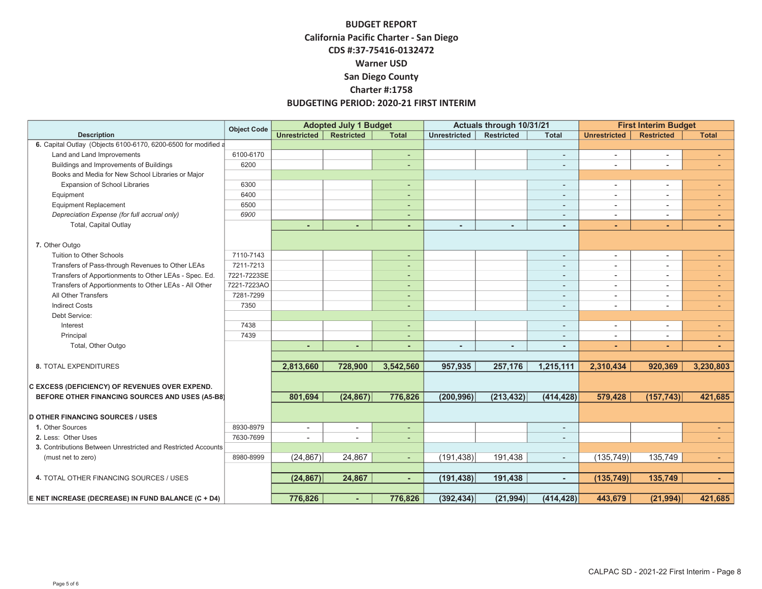**BUDGET REPORT**

**California Pacific Charter - San Diego**

**CDS #:37-75416-0132472**

**Warner USD**

**San Diego County**

**Charter #:1758**

**BUDGETING PERIOD: 2020-21 FIRST INTERIM**

| Description | Object Code | Adopted July 1 Budget | | | Actuals through 10/31/21 | | | First Interim Budget | | |
|---|---|---|---|---|---|---|---|---|---|---|
| | | Unrestricted | Restricted | Total | Unrestricted | Restricted | Total | Unrestricted | Restricted | Total |
| **6.** Capital Outlay (Objects 6100-6170, 6200-6500 for modified a | | | | | | | | | | |
| Land and Land Improvements | 6100-6170 | | | - | | | - | - | - | - |
| Buildings and Improvements of Buildings | 6200 | | | - | | | - | - | - | - |
| Books and Media for New School Libraries or Major Expansion of School Libraries | 6300 | | | - | | | - | - | - | - |
| Equipment | 6400 | | | - | | | - | - | - | - |
| Equipment Replacement | 6500 | | | - | | | - | - | - | - |
| *Depreciation Expense (for full accrual only)* | *6900* | | | - | | | - | - | - | - |
| Total, Capital Outlay | | - | - | - | - | - | - | - | - | - |
| **7.** Other Outgo | | | | | | | | | | |
| Tuition to Other Schools | 7110-7143 | | | - | | | - | - | - | - |
| Transfers of Pass-through Revenues to Other LEAs | 7211-7213 | | | - | | | - | - | - | - |
| Transfers of Apportionments to Other LEAs - Spec. Ed. | 7221-7223SE | | | - | | | - | - | - | - |
| Transfers of Apportionments to Other LEAs - All Other | 7221-7223AO | | | - | | | - | - | - | - |
| All Other Transfers | 7281-7299 | | | - | | | - | - | - | - |
| Indirect Costs | 7350 | | | - | | | - | - | - | - |
| Debt Service: | | | | | | | | | | |
| Interest | 7438 | | | - | | | - | - | - | - |
| Principal | 7439 | | | - | | | - | - | - | - |
| Total, Other Outgo | | - | - | - | - | - | - | - | - | - |
| **8.** TOTAL EXPENDITURES | | **2,813,660** | **728,900** | **3,542,560** | **957,935** | **257,176** | **1,215,111** | **2,310,434** | **920,369** | **3,230,803** |
| **C EXCESS (DEFICIENCY) OF REVENUES OVER EXPEND. BEFORE OTHER FINANCING SOURCES AND USES (A5-B8)** | | **801,694** | **(24,867)** | **776,826** | **(200,996)** | **(213,432)** | **(414,428)** | **579,428** | **(157,743)** | **421,685** |
| **D OTHER FINANCING SOURCES / USES** | | | | | | | | | | |
| **1.** Other Sources | 8930-8979 | - | - | - | | | - | | | - |
| **2.** Less: Other Uses | 7630-7699 | - | - | - | | | - | | | - |
| **3.** Contributions Between Unrestricted and Restricted Accounts (must net to zero) | 8980-8999 | (24,867) | 24,867 | - | (191,438) | 191,438 | - | (135,749) | 135,749 | - |
| **4.** TOTAL OTHER FINANCING SOURCES / USES | | **(24,867)** | **24,867** | **-** | **(191,438)** | **191,438** | **-** | **(135,749)** | **135,749** | **-** |
| **E NET INCREASE (DECREASE) IN FUND BALANCE (C + D4)** | | **776,826** | **-** | **776,826** | **(392,434)** | **(21,994)** | **(414,428)** | **443,679** | **(21,994)** | **421,685** |

CALPAC SD - 2021-22 First Interim - Page 8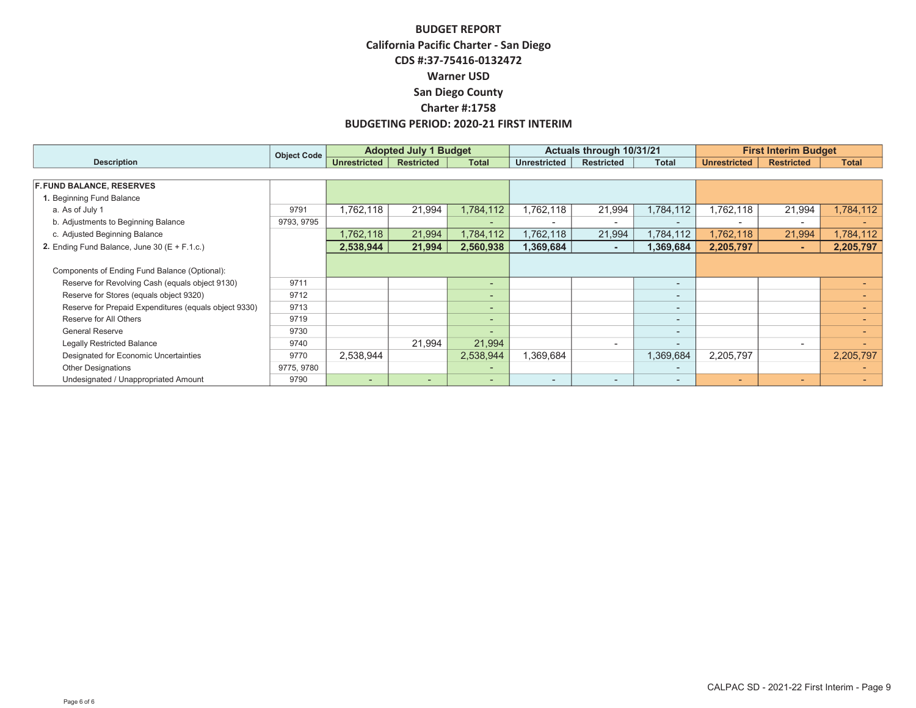# BUDGET REPORT

**California Pacific Charter - San Diego**

**CDS #:37-75416-0132472**

**Warner USD**

**San Diego County**

**Charter #:1758**

**BUDGETING PERIOD: 2020-21 FIRST INTERIM**

| Description | Object Code | Adopted July 1 Budget | | | Actuals through 10/31/21 | | | First Interim Budget | | |
|---|---|---|---|---|---|---|---|---|---|---|
| | | Unrestricted | Restricted | Total | Unrestricted | Restricted | Total | Unrestricted | Restricted | Total |
| **F. FUND BALANCE, RESERVES** | | | | | | | | | | |
| 1. Beginning Fund Balance | | | | | | | | | | |
| a. As of July 1 | 9791 | 1,762,118 | 21,994 | 1,784,112 | 1,762,118 | 21,994 | 1,784,112 | 1,762,118 | 21,994 | 1,784,112 |
| b. Adjustments to Beginning Balance | 9793, 9795 | | | - | - | - | - | - | - | - |
| c. Adjusted Beginning Balance | | 1,762,118 | 21,994 | 1,784,112 | 1,762,118 | 21,994 | 1,784,112 | 1,762,118 | 21,994 | 1,784,112 |
| 2. Ending Fund Balance, June 30 (E + F.1.c.) | | **2,538,944** | **21,994** | **2,560,938** | **1,369,684** | **-** | **1,369,684** | **2,205,797** | **-** | **2,205,797** |
| Components of Ending Fund Balance (Optional): | | | | | | | | | | |
| Reserve for Revolving Cash (equals object 9130) | 9711 | | | - | | | - | | | - |
| Reserve for Stores (equals object 9320) | 9712 | | | - | | | - | | | - |
| Reserve for Prepaid Expenditures (equals object 9330) | 9713 | | | - | | | - | | | - |
| Reserve for All Others | 9719 | | | - | | | - | | | - |
| General Reserve | 9730 | | | - | | | - | | | - |
| Legally Restricted Balance | 9740 | | 21,994 | 21,994 | | - | - | | - | - |
| Designated for Economic Uncertainties | 9770 | 2,538,944 | | 2,538,944 | 1,369,684 | | 1,369,684 | 2,205,797 | | 2,205,797 |
| Other Designations | 9775, 9780 | | | - | | | - | | | - |
| Undesignated / Unappropriated Amount | 9790 | - | - | - | - | - | - | - | - | - |

CALPAC SD - 2021-22 First Interim - Page 9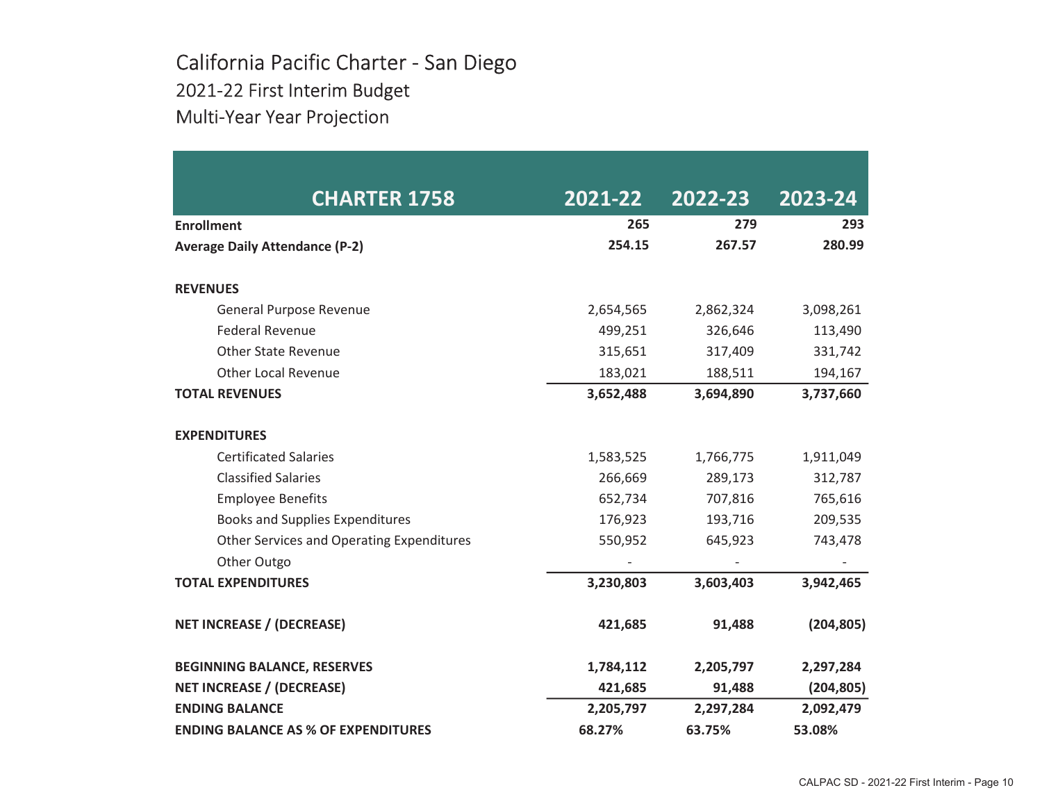# California Pacific Charter - San Diego

## 2021-22 First Interim Budget

## Multi-Year Year Projection

| CHARTER 1758 | 2021-22 | 2022-23 | 2023-24 |
|---|---|---|---|
| **Enrollment** | **265** | **279** | **293** |
| **Average Daily Attendance (P-2)** | **254.15** | **267.57** | **280.99** |
| | | | |
| **REVENUES** | | | |
| General Purpose Revenue | 2,654,565 | 2,862,324 | 3,098,261 |
| Federal Revenue | 499,251 | 326,646 | 113,490 |
| Other State Revenue | 315,651 | 317,409 | 331,742 |
| Other Local Revenue | 183,021 | 188,511 | 194,167 |
| **TOTAL REVENUES** | **3,652,488** | **3,694,890** | **3,737,660** |
| | | | |
| **EXPENDITURES** | | | |
| Certificated Salaries | 1,583,525 | 1,766,775 | 1,911,049 |
| Classified Salaries | 266,669 | 289,173 | 312,787 |
| Employee Benefits | 652,734 | 707,816 | 765,616 |
| Books and Supplies Expenditures | 176,923 | 193,716 | 209,535 |
| Other Services and Operating Expenditures | 550,952 | 645,923 | 743,478 |
| Other Outgo | - | - | - |
| **TOTAL EXPENDITURES** | **3,230,803** | **3,603,403** | **3,942,465** |
| | | | |
| **NET INCREASE / (DECREASE)** | **421,685** | **91,488** | **(204,805)** |
| | | | |
| **BEGINNING BALANCE, RESERVES** | **1,784,112** | **2,205,797** | **2,297,284** |
| **NET INCREASE / (DECREASE)** | **421,685** | **91,488** | **(204,805)** |
| **ENDING BALANCE** | **2,205,797** | **2,297,284** | **2,092,479** |
| **ENDING BALANCE AS % OF EXPENDITURES** | **68.27%** | **63.75%** | **53.08%** |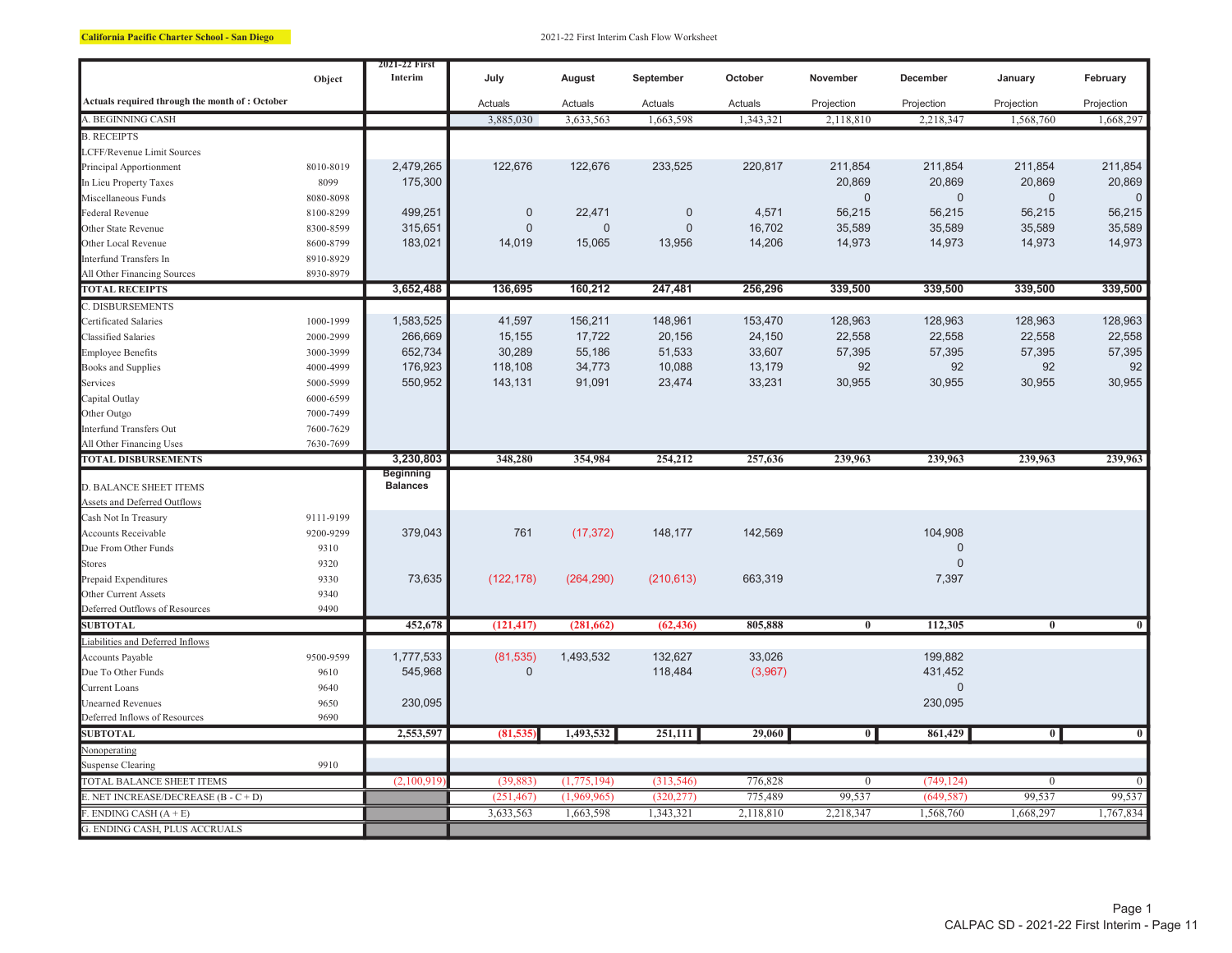**California Pacific Charter School - San Diego**

2021-22 First Interim Cash Flow Worksheet

| | Object | 2021-22 First Interim | July | August | September | October | November | December | January | February |
|---|---|---|---|---|---|---|---|---|---|---|
| Actuals required through the month of : October | | | Actuals | Actuals | Actuals | Actuals | Projection | Projection | Projection | Projection |
| A. BEGINNING CASH | | | 3,885,030 | 3,633,563 | 1,663,598 | 1,343,321 | 2,118,810 | 2,218,347 | 1,568,760 | 1,668,297 |
| B. RECEIPTS | | | | | | | | | | |
| LCFF/Revenue Limit Sources | | | | | | | | | | |
| Principal Apportionment | 8010-8019 | 2,479,265 | 122,676 | 122,676 | 233,525 | 220,817 | 211,854 | 211,854 | 211,854 | 211,854 |
| In Lieu Property Taxes | 8099 | 175,300 | | | | | 20,869 | 20,869 | 20,869 | 20,869 |
| Miscellaneous Funds | 8080-8098 | | | | | | 0 | 0 | 0 | 0 |
| Federal Revenue | 8100-8299 | 499,251 | 0 | 22,471 | 0 | 4,571 | 56,215 | 56,215 | 56,215 | 56,215 |
| Other State Revenue | 8300-8599 | 315,651 | 0 | 0 | 0 | 16,702 | 35,589 | 35,589 | 35,589 | 35,589 |
| Other Local Revenue | 8600-8799 | 183,021 | 14,019 | 15,065 | 13,956 | 14,206 | 14,973 | 14,973 | 14,973 | 14,973 |
| Interfund Transfers In | 8910-8929 | | | | | | | | | |
| All Other Financing Sources | 8930-8979 | | | | | | | | | |
| **TOTAL RECEIPTS** | | **3,652,488** | **136,695** | **160,212** | **247,481** | **256,296** | **339,500** | **339,500** | **339,500** | **339,500** |
| C. DISBURSEMENTS | | | | | | | | | | |
| Certificated Salaries | 1000-1999 | 1,583,525 | 41,597 | 156,211 | 148,961 | 153,470 | 128,963 | 128,963 | 128,963 | 128,963 |
| Classified Salaries | 2000-2999 | 266,669 | 15,155 | 17,722 | 20,156 | 24,150 | 22,558 | 22,558 | 22,558 | 22,558 |
| Employee Benefits | 3000-3999 | 652,734 | 30,289 | 55,186 | 51,533 | 33,607 | 57,395 | 57,395 | 57,395 | 57,395 |
| Books and Supplies | 4000-4999 | 176,923 | 118,108 | 34,773 | 10,088 | 13,179 | 92 | 92 | 92 | 92 |
| Services | 5000-5999 | 550,952 | 143,131 | 91,091 | 23,474 | 33,231 | 30,955 | 30,955 | 30,955 | 30,955 |
| Capital Outlay | 6000-6599 | | | | | | | | | |
| Other Outgo | 7000-7499 | | | | | | | | | |
| Interfund Transfers Out | 7600-7629 | | | | | | | | | |
| All Other Financing Uses | 7630-7699 | | | | | | | | | |
| **TOTAL DISBURSEMENTS** | | **3,230,803** | **348,280** | **354,984** | **254,212** | **257,636** | **239,963** | **239,963** | **239,963** | **239,963** |
| D. BALANCE SHEET ITEMS | | Beginning Balances | | | | | | | | |
| Assets and Deferred Outflows | | | | | | | | | | |
| Cash Not In Treasury | 9111-9199 | | | | | | | | | |
| Accounts Receivable | 9200-9299 | 379,043 | 761 | (17,372) | 148,177 | 142,569 | | 104,908 | | |
| Due From Other Funds | 9310 | | | | | | | 0 | | |
| Stores | 9320 | | | | | | | 0 | | |
| Prepaid Expenditures | 9330 | 73,635 | (122,178) | (264,290) | (210,613) | 663,319 | | 7,397 | | |
| Other Current Assets | 9340 | | | | | | | | | |
| Deferred Outflows of Resources | 9490 | | | | | | | | | |
| **SUBTOTAL** | | **452,678** | **(121,417)** | **(281,662)** | **(62,436)** | **805,888** | **0** | **112,305** | **0** | **0** |
| Liabilities and Deferred Inflows | | | | | | | | | | |
| Accounts Payable | 9500-9599 | 1,777,533 | (81,535) | 1,493,532 | 132,627 | 33,026 | | 199,882 | | |
| Due To Other Funds | 9610 | 545,968 | 0 | | 118,484 | (3,967) | | 431,452 | | |
| Current Loans | 9640 | | | | | | | 0 | | |
| Unearned Revenues | 9650 | 230,095 | | | | | | 230,095 | | |
| Deferred Inflows of Resources | 9690 | | | | | | | | | |
| **SUBTOTAL** | | **2,553,597** | **(81,535)** | **1,493,532** | **251,111** | **29,060** | **0** | **861,429** | **0** | **0** |
| Nonoperating | | | | | | | | | | |
| Suspense Clearing | 9910 | | | | | | | | | |
| TOTAL BALANCE SHEET ITEMS | | (2,100,919) | (39,883) | (1,775,194) | (313,546) | 776,828 | 0 | (749,124) | 0 | 0 |
| E. NET INCREASE/DECREASE (B - C + D) | | | (251,467) | (1,969,965) | (320,277) | 775,489 | 99,537 | (649,587) | 99,537 | 99,537 |
| F. ENDING CASH (A + E) | | | 3,633,563 | 1,663,598 | 1,343,321 | 2,118,810 | 2,218,347 | 1,568,760 | 1,668,297 | 1,767,834 |
| G. ENDING CASH, PLUS ACCRUALS | | | | | | | | | | |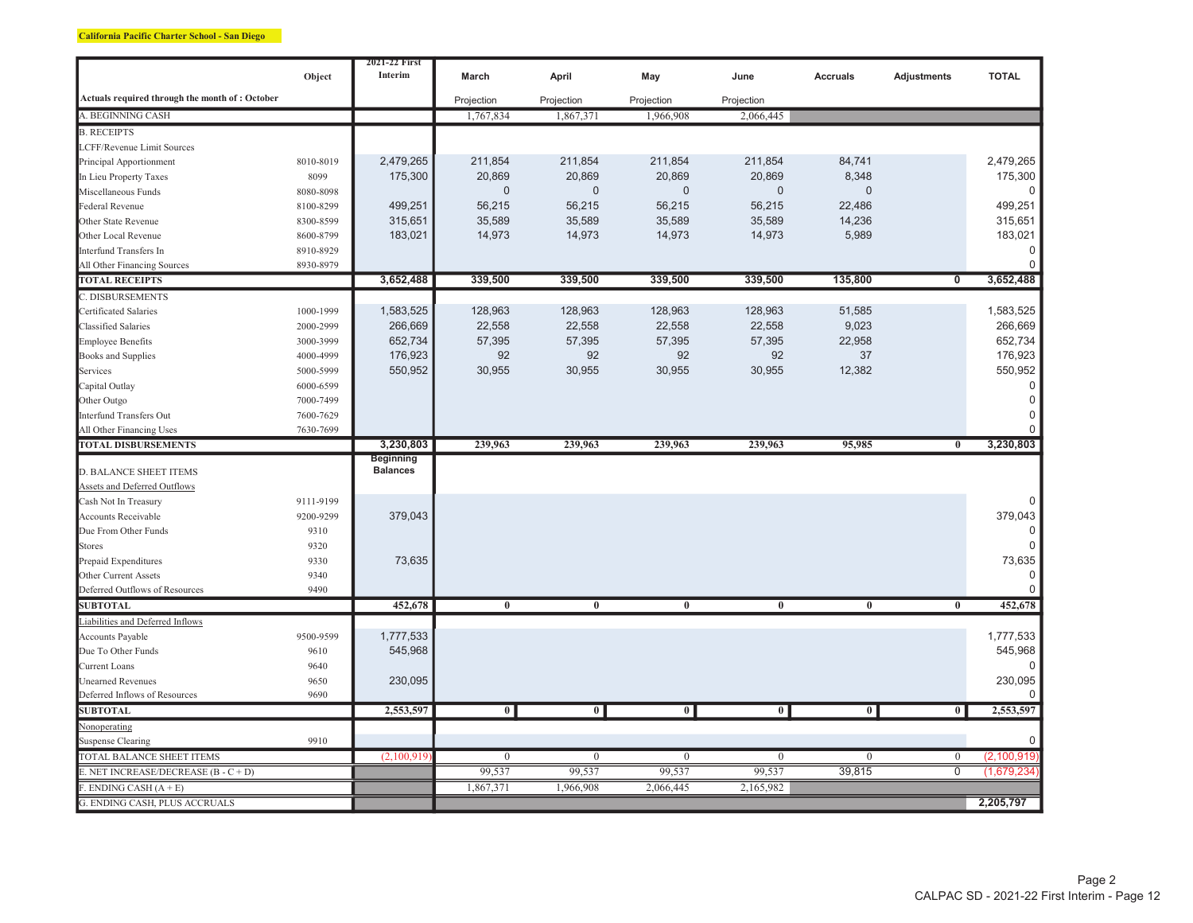**California Pacific Charter School - San Diego**

| | Object | 2021-22 First Interim | March | April | May | June | Accruals | Adjustments | TOTAL |
|---|---|---|---|---|---|---|---|---|---|
| Actuals required through the month of : October | | | Projection | Projection | Projection | Projection | | | |
| A. BEGINNING CASH | | | 1,767,834 | 1,867,371 | 1,966,908 | 2,066,445 | | | |
| B. RECEIPTS | | | | | | | | | |
| LCFF/Revenue Limit Sources | | | | | | | | | |
| Principal Apportionment | 8010-8019 | 2,479,265 | 211,854 | 211,854 | 211,854 | 211,854 | 84,741 | | 2,479,265 |
| In Lieu Property Taxes | 8099 | 175,300 | 20,869 | 20,869 | 20,869 | 20,869 | 8,348 | | 175,300 |
| Miscellaneous Funds | 8080-8098 | | 0 | 0 | 0 | 0 | 0 | | 0 |
| Federal Revenue | 8100-8299 | 499,251 | 56,215 | 56,215 | 56,215 | 56,215 | 22,486 | | 499,251 |
| Other State Revenue | 8300-8599 | 315,651 | 35,589 | 35,589 | 35,589 | 35,589 | 14,236 | | 315,651 |
| Other Local Revenue | 8600-8799 | 183,021 | 14,973 | 14,973 | 14,973 | 14,973 | 5,989 | | 183,021 |
| Interfund Transfers In | 8910-8929 | | | | | | | | 0 |
| All Other Financing Sources | 8930-8979 | | | | | | | | 0 |
| **TOTAL RECEIPTS** | | **3,652,488** | **339,500** | **339,500** | **339,500** | **339,500** | **135,800** | **0** | **3,652,488** |
| C. DISBURSEMENTS | | | | | | | | | |
| Certificated Salaries | 1000-1999 | 1,583,525 | 128,963 | 128,963 | 128,963 | 128,963 | 51,585 | | 1,583,525 |
| Classified Salaries | 2000-2999 | 266,669 | 22,558 | 22,558 | 22,558 | 22,558 | 9,023 | | 266,669 |
| Employee Benefits | 3000-3999 | 652,734 | 57,395 | 57,395 | 57,395 | 57,395 | 22,958 | | 652,734 |
| Books and Supplies | 4000-4999 | 176,923 | 92 | 92 | 92 | 92 | 37 | | 176,923 |
| Services | 5000-5999 | 550,952 | 30,955 | 30,955 | 30,955 | 30,955 | 12,382 | | 550,952 |
| Capital Outlay | 6000-6599 | | | | | | | | 0 |
| Other Outgo | 7000-7499 | | | | | | | | 0 |
| Interfund Transfers Out | 7600-7629 | | | | | | | | 0 |
| All Other Financing Uses | 7630-7699 | | | | | | | | 0 |
| **TOTAL DISBURSEMENTS** | | **3,230,803** | **239,963** | **239,963** | **239,963** | **239,963** | **95,985** | **0** | **3,230,803** |
| D. BALANCE SHEET ITEMS | | **Beginning Balances** | | | | | | | |
| Assets and Deferred Outflows | | | | | | | | | |
| Cash Not In Treasury | 9111-9199 | | | | | | | | 0 |
| Accounts Receivable | 9200-9299 | 379,043 | | | | | | | 379,043 |
| Due From Other Funds | 9310 | | | | | | | | 0 |
| Stores | 9320 | | | | | | | | 0 |
| Prepaid Expenditures | 9330 | 73,635 | | | | | | | 73,635 |
| Other Current Assets | 9340 | | | | | | | | 0 |
| Deferred Outflows of Resources | 9490 | | | | | | | | 0 |
| **SUBTOTAL** | | **452,678** | **0** | **0** | **0** | **0** | **0** | **0** | **452,678** |
| Liabilities and Deferred Inflows | | | | | | | | | |
| Accounts Payable | 9500-9599 | 1,777,533 | | | | | | | 1,777,533 |
| Due To Other Funds | 9610 | 545,968 | | | | | | | 545,968 |
| Current Loans | 9640 | | | | | | | | 0 |
| Unearned Revenues | 9650 | 230,095 | | | | | | | 230,095 |
| Deferred Inflows of Resources | 9690 | | | | | | | | 0 |
| **SUBTOTAL** | | **2,553,597** | **0** | **0** | **0** | **0** | **0** | **0** | **2,553,597** |
| Nonoperating | | | | | | | | | |
| Suspense Clearing | 9910 | | | | | | | | 0 |
| TOTAL BALANCE SHEET ITEMS | | (2,100,919) | 0 | 0 | 0 | 0 | 0 | 0 | (2,100,919) |
| E. NET INCREASE/DECREASE (B - C + D) | | | 99,537 | 99,537 | 99,537 | 99,537 | 39,815 | 0 | (1,679,234) |
| F. ENDING CASH (A + E) | | | 1,867,371 | 1,966,908 | 2,066,445 | 2,165,982 | | | |
| G. ENDING CASH, PLUS ACCRUALS | | | | | | | | | **2,205,797** |

CALPAC SD - 2021-22 First Interim - Page 12